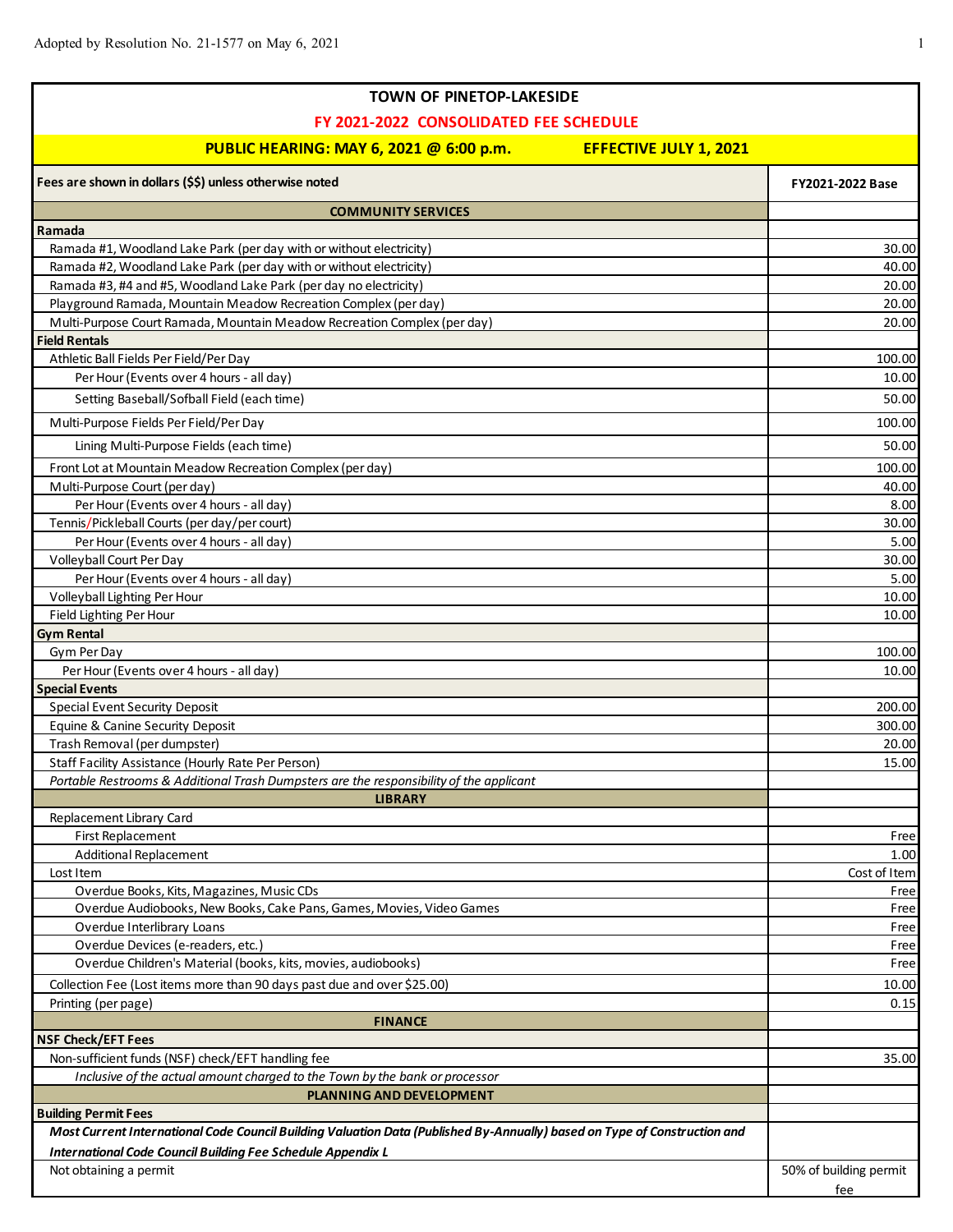Adopted by Resolution No. 21-1577 on May 6, 2021

# TOWN OF PINETOP-LAKESIDE

## FY 2021-2022 CONSOLIDATED FEE SCHEDULE

**PUBLIC HEARING: MAY 6, 2021 @ 6:00 p.m. EFFECTIVE JULY 1, 2021**

| Fees are shown in dollars ($$) unless otherwise noted | FY2021-2022 Base |
|---|---|
| **COMMUNITY SERVICES** | |
| **Ramada** | |
| Ramada #1, Woodland Lake Park (per day with or without electricity) | 30.00 |
| Ramada #2, Woodland Lake Park (per day with or without electricity) | 40.00 |
| Ramada #3, #4 and #5, Woodland Lake Park (per day no electricity) | 20.00 |
| Playground Ramada, Mountain Meadow Recreation Complex (per day) | 20.00 |
| Multi-Purpose Court Ramada, Mountain Meadow Recreation Complex (per day) | 20.00 |
| **Field Rentals** | |
| Athletic Ball Fields Per Field/Per Day | 100.00 |
| Per Hour (Events over 4 hours - all day) | 10.00 |
| Setting Baseball/Sofball Field (each time) | 50.00 |
| Multi-Purpose Fields Per Field/Per Day | 100.00 |
| Lining Multi-Purpose Fields (each time) | 50.00 |
| Front Lot at Mountain Meadow Recreation Complex (per day) | 100.00 |
| Multi-Purpose Court (per day) | 40.00 |
| Per Hour (Events over 4 hours - all day) | 8.00 |
| Tennis/Pickleball Courts (per day/per court) | 30.00 |
| Per Hour (Events over 4 hours - all day) | 5.00 |
| Volleyball Court Per Day | 30.00 |
| Per Hour (Events over 4 hours - all day) | 5.00 |
| Volleyball Lighting Per Hour | 10.00 |
| Field Lighting Per Hour | 10.00 |
| **Gym Rental** | |
| Gym Per Day | 100.00 |
| Per Hour (Events over 4 hours - all day) | 10.00 |
| **Special Events** | |
| Special Event Security Deposit | 200.00 |
| Equine & Canine Security Deposit | 300.00 |
| Trash Removal (per dumpster) | 20.00 |
| Staff Facility Assistance (Hourly Rate Per Person) | 15.00 |
| *Portable Restrooms & Additional Trash Dumpsters are the responsibility of the applicant* | |
| **LIBRARY** | |
| Replacement Library Card | |
| First Replacement | Free |
| Additional Replacement | 1.00 |
| Lost Item | Cost of Item |
| Overdue Books, Kits, Magazines, Music CDs | Free |
| Overdue Audiobooks, New Books, Cake Pans, Games, Movies, Video Games | Free |
| Overdue Interlibrary Loans | Free |
| Overdue Devices (e-readers, etc.) | Free |
| Overdue Children's Material (books, kits, movies, audiobooks) | Free |
| Collection Fee (Lost items more than 90 days past due and over $25.00) | 10.00 |
| Printing (per page) | 0.15 |
| **FINANCE** | |
| **NSF Check/EFT Fees** | |
| Non-sufficient funds (NSF) check/EFT handling fee | 35.00 |
| *Inclusive of the actual amount charged to the Town by the bank or processor* | |
| **PLANNING AND DEVELOPMENT** | |
| **Building Permit Fees** | |
| ***Most Current International Code Council Building Valuation Data (Published By-Annually) based on Type of Construction and International Code Council Building Fee Schedule Appendix L*** | |
| Not obtaining a permit | 50% of building permit fee |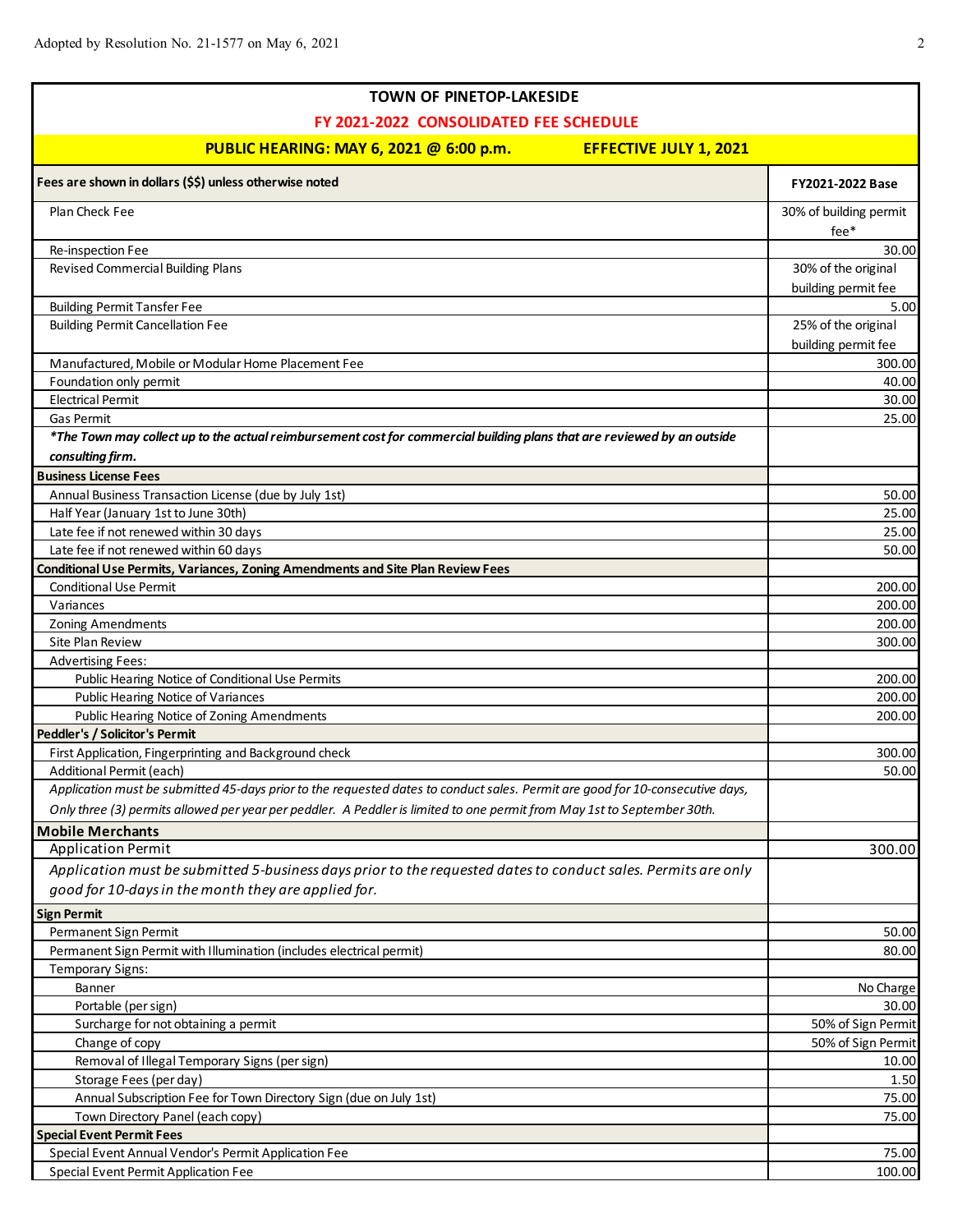**TOWN OF PINETOP-LAKESIDE**

**FY 2021-2022 CONSOLIDATED FEE SCHEDULE**

**PUBLIC HEARING: MAY 6, 2021 @ 6:00 p.m. EFFECTIVE JULY 1, 2021**

| Fees are shown in dollars ($$) unless otherwise noted | FY2021-2022 Base |
|---|---|
| Plan Check Fee | 30% of building permit fee* |
| Re-inspection Fee | 30.00 |
| Revised Commercial Building Plans | 30% of the original building permit fee |
| Building Permit Tansfer Fee | 5.00 |
| Building Permit Cancellation Fee | 25% of the original building permit fee |
| Manufactured, Mobile or Modular Home Placement Fee | 300.00 |
| Foundation only permit | 40.00 |
| Electrical Permit | 30.00 |
| Gas Permit | 25.00 |
| ***The Town may collect up to the actual reimbursement cost for commercial building plans that are reviewed by an outside consulting firm.** | |
| **Business License Fees** | |
| Annual Business Transaction License (due by July 1st) | 50.00 |
| Half Year (January 1st to June 30th) | 25.00 |
| Late fee if not renewed within 30 days | 25.00 |
| Late fee if not renewed within 60 days | 50.00 |
| **Conditional Use Permits, Variances, Zoning Amendments and Site Plan Review Fees** | |
| Conditional Use Permit | 200.00 |
| Variances | 200.00 |
| Zoning Amendments | 200.00 |
| Site Plan Review | 300.00 |
| Advertising Fees: | |
| Public Hearing Notice of Conditional Use Permits | 200.00 |
| Public Hearing Notice of Variances | 200.00 |
| Public Hearing Notice of Zoning Amendments | 200.00 |
| **Peddler's / Solicitor's Permit** | |
| First Application, Fingerprinting and Background check | 300.00 |
| Additional Permit (each) | 50.00 |
| *Application must be submitted 45-days prior to the requested dates to conduct sales. Permit are good for 10-consecutive days, Only three (3) permits allowed per year per peddler. A Peddler is limited to one permit from May 1st to September 30th.* | |
| **Mobile Merchants** | |
| Application Permit | 300.00 |
| *Application must be submitted 5-business days prior to the requested dates to conduct sales. Permits are only good for 10-days in the month they are applied for.* | |
| **Sign Permit** | |
| Permanent Sign Permit | 50.00 |
| Permanent Sign Permit with Illumination (includes electrical permit) | 80.00 |
| Temporary Signs: | |
| Banner | No Charge |
| Portable (per sign) | 30.00 |
| Surcharge for not obtaining a permit | 50% of Sign Permit |
| Change of copy | 50% of Sign Permit |
| Removal of Illegal Temporary Signs (per sign) | 10.00 |
| Storage Fees (per day) | 1.50 |
| Annual Subscription Fee for Town Directory Sign (due on July 1st) | 75.00 |
| Town Directory Panel (each copy) | 75.00 |
| **Special Event Permit Fees** | |
| Special Event Annual Vendor's Permit Application Fee | 75.00 |
| Special Event Permit Application Fee | 100.00 |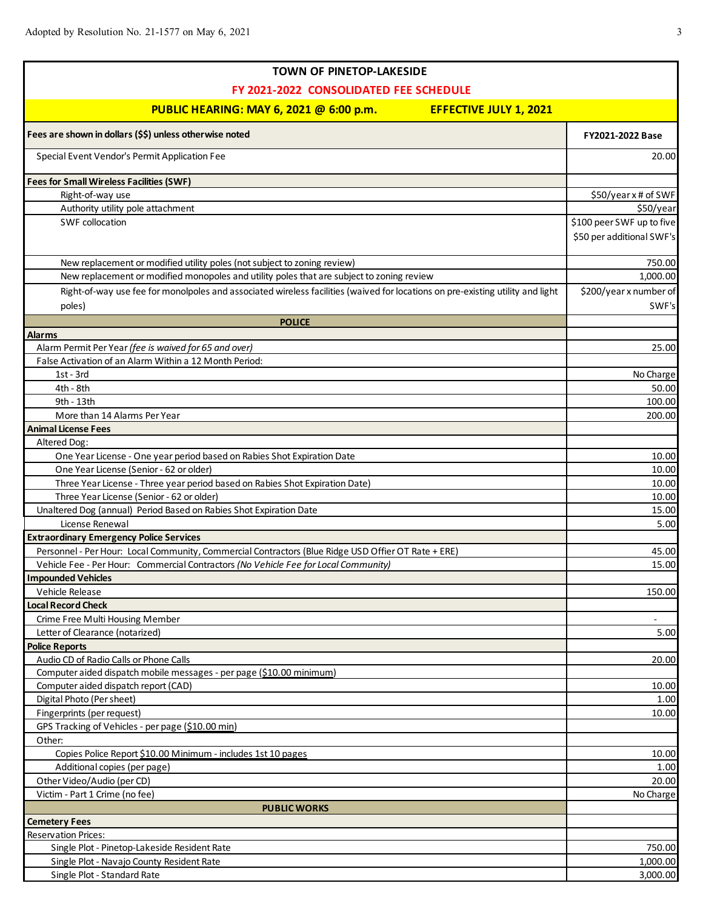Adopted by Resolution No. 21-1577 on May 6, 2021

| TOWN OF PINETOP-LAKESIDE | |
|---|---|
| FY 2021-2022 CONSOLIDATED FEE SCHEDULE | |
| PUBLIC HEARING: MAY 6, 2021 @ 6:00 p.m. EFFECTIVE JULY 1, 2021 | |
| **Fees are shown in dollars ($$) unless otherwise noted** | **FY2021-2022 Base** |
| Special Event Vendor's Permit Application Fee | 20.00 |
| **Fees for Small Wireless Facilities (SWF)** | |
| Right-of-way use | $50/year x # of SWF |
| Authority utility pole attachment | $50/year |
| SWF collocation | $100 peer SWF up to five $50 per additional SWF's |
| New replacement or modified utility poles (not subject to zoning review) | 750.00 |
| New replacement or modified monopoles and utility poles that are subject to zoning review | 1,000.00 |
| Right-of-way use fee for monolpoles and associated wireless facilities (waived for locations on pre-existing utility and light poles) | $200/year x number of SWF's |
| **POLICE** | |
| **Alarms** | |
| Alarm Permit Per Year *(fee is waived for 65 and over)* | 25.00 |
| False Activation of an Alarm Within a 12 Month Period: | |
| 1st - 3rd | No Charge |
| 4th - 8th | 50.00 |
| 9th - 13th | 100.00 |
| More than 14 Alarms Per Year | 200.00 |
| **Animal License Fees** | |
| Altered Dog: | |
| One Year License - One year period based on Rabies Shot Expiration Date | 10.00 |
| One Year License (Senior - 62 or older) | 10.00 |
| Three Year License - Three year period based on Rabies Shot Expiration Date) | 10.00 |
| Three Year License (Senior - 62 or older) | 10.00 |
| Unaltered Dog (annual) Period Based on Rabies Shot Expiration Date | 15.00 |
| License Renewal | 5.00 |
| **Extraordinary Emergency Police Services** | |
| Personnel - Per Hour: Local Community, Commercial Contractors (Blue Ridge USD Offier OT Rate + ERE) | 45.00 |
| Vehicle Fee - Per Hour: Commercial Contractors *(No Vehicle Fee for Local Community)* | 15.00 |
| **Impounded Vehicles** | |
| Vehicle Release | 150.00 |
| **Local Record Check** | |
| Crime Free Multi Housing Member | - |
| Letter of Clearance (notarized) | 5.00 |
| **Police Reports** | |
| Audio CD of Radio Calls or Phone Calls | 20.00 |
| Computer aided dispatch mobile messages - per page ($10.00 minimum) | |
| Computer aided dispatch report (CAD) | 10.00 |
| Digital Photo (Per sheet) | 1.00 |
| Fingerprints (per request) | 10.00 |
| GPS Tracking of Vehicles - per page ($10.00 min) | |
| Other: | |
| Copies Police Report $10.00 Minimum - includes 1st 10 pages | 10.00 |
| Additional copies (per page) | 1.00 |
| Other Video/Audio (per CD) | 20.00 |
| Victim - Part 1 Crime (no fee) | No Charge |
| **PUBLIC WORKS** | |
| **Cemetery Fees** | |
| Reservation Prices: | |
| Single Plot - Pinetop-Lakeside Resident Rate | 750.00 |
| Single Plot - Navajo County Resident Rate | 1,000.00 |
| Single Plot - Standard Rate | 3,000.00 |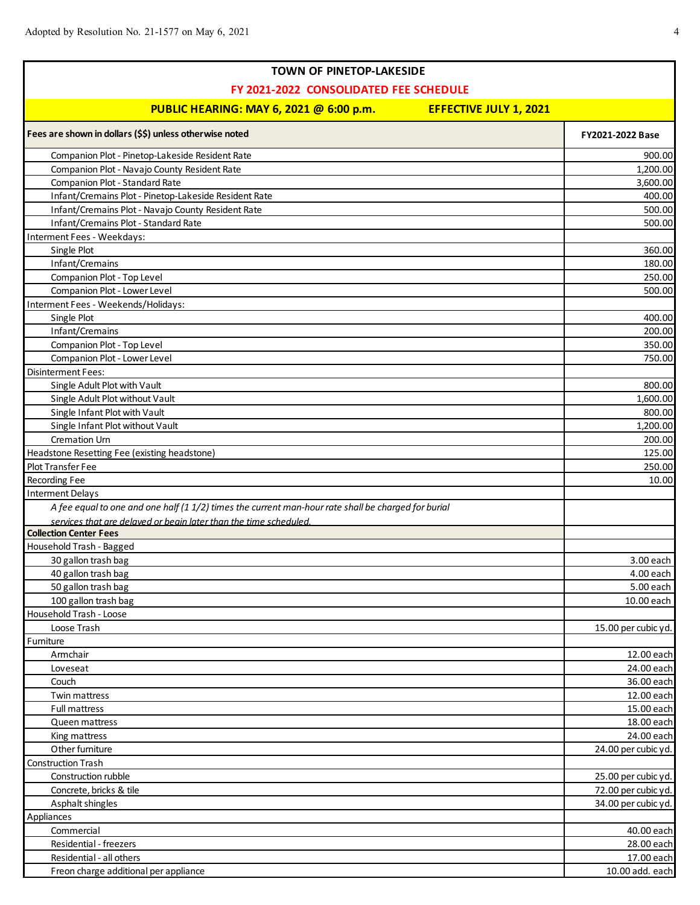Adopted by Resolution No. 21-1577 on May 6, 2021

| TOWN OF PINETOP-LAKESIDE | |
|---|---|
| FY 2021-2022 CONSOLIDATED FEE SCHEDULE | |
| PUBLIC HEARING: MAY 6, 2021 @ 6:00 p.m. EFFECTIVE JULY 1, 2021 | |
| **Fees are shown in dollars ($$) unless otherwise noted** | **FY2021-2022 Base** |
| Companion Plot - Pinetop-Lakeside Resident Rate | 900.00 |
| Companion Plot - Navajo County Resident Rate | 1,200.00 |
| Companion Plot - Standard Rate | 3,600.00 |
| Infant/Cremains Plot - Pinetop-Lakeside Resident Rate | 400.00 |
| Infant/Cremains Plot - Navajo County Resident Rate | 500.00 |
| Infant/Cremains Plot - Standard Rate | 500.00 |
| Interment Fees - Weekdays: | |
| Single Plot | 360.00 |
| Infant/Cremains | 180.00 |
| Companion Plot - Top Level | 250.00 |
| Companion Plot - Lower Level | 500.00 |
| Interment Fees - Weekends/Holidays: | |
| Single Plot | 400.00 |
| Infant/Cremains | 200.00 |
| Companion Plot - Top Level | 350.00 |
| Companion Plot - Lower Level | 750.00 |
| Disinterment Fees: | |
| Single Adult Plot with Vault | 800.00 |
| Single Adult Plot without Vault | 1,600.00 |
| Single Infant Plot with Vault | 800.00 |
| Single Infant Plot without Vault | 1,200.00 |
| Cremation Urn | 200.00 |
| Headstone Resetting Fee (existing headstone) | 125.00 |
| Plot Transfer Fee | 250.00 |
| Recording Fee | 10.00 |
| Interment Delays | |
| *A fee equal to one and one half (1 1/2) times the current man-hour rate shall be charged for burial services that are delayed or begin later than the time scheduled.* | |
| **Collection Center Fees** | |
| Household Trash - Bagged | |
| 30 gallon trash bag | 3.00 each |
| 40 gallon trash bag | 4.00 each |
| 50 gallon trash bag | 5.00 each |
| 100 gallon trash bag | 10.00 each |
| Household Trash - Loose | |
| Loose Trash | 15.00 per cubic yd. |
| Furniture | |
| Armchair | 12.00 each |
| Loveseat | 24.00 each |
| Couch | 36.00 each |
| Twin mattress | 12.00 each |
| Full mattress | 15.00 each |
| Queen mattress | 18.00 each |
| King mattress | 24.00 each |
| Other furniture | 24.00 per cubic yd. |
| Construction Trash | |
| Construction rubble | 25.00 per cubic yd. |
| Concrete, bricks & tile | 72.00 per cubic yd. |
| Asphalt shingles | 34.00 per cubic yd. |
| Appliances | |
| Commercial | 40.00 each |
| Residential - freezers | 28.00 each |
| Residential - all others | 17.00 each |
| Freon charge additional per appliance | 10.00 add. each |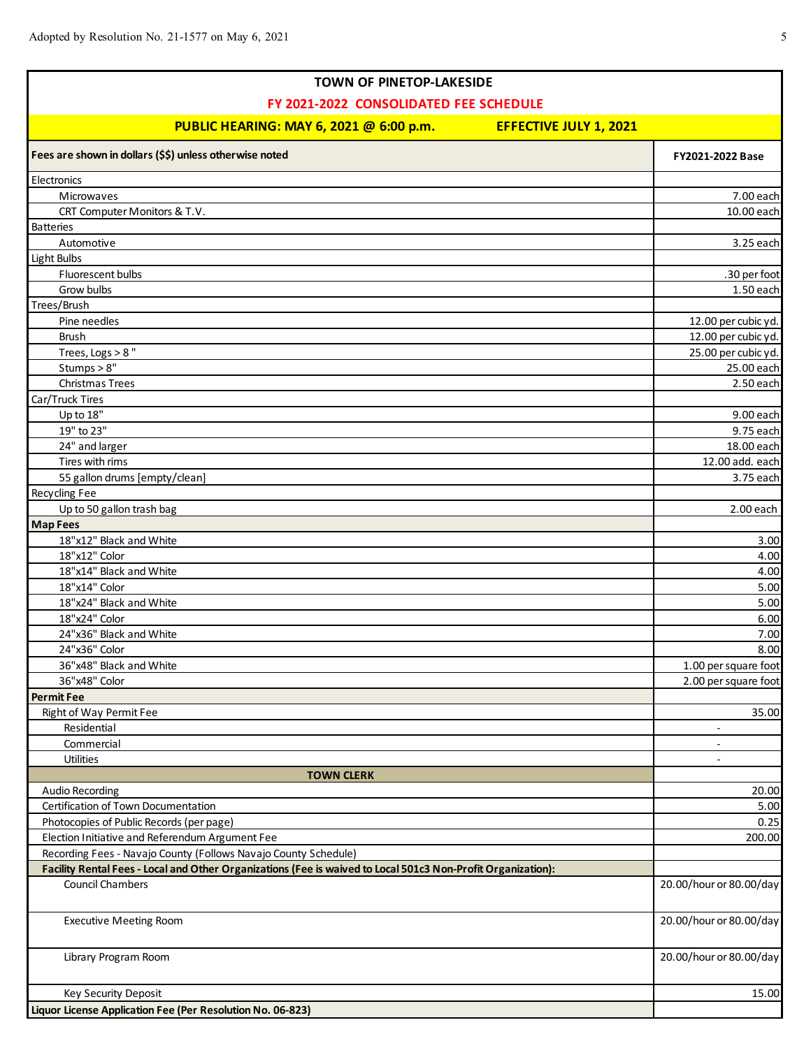| TOWN OF PINETOP-LAKESIDE | |
|---|---|
| FY 2021-2022 CONSOLIDATED FEE SCHEDULE | |
| PUBLIC HEARING: MAY 6, 2021 @ 6:00 p.m. EFFECTIVE JULY 1, 2021 | |
| **Fees are shown in dollars ($$) unless otherwise noted** | **FY2021-2022 Base** |
| Electronics | |
| Microwaves | 7.00 each |
| CRT Computer Monitors & T.V. | 10.00 each |
| Batteries | |
| Automotive | 3.25 each |
| Light Bulbs | |
| Fluorescent bulbs | .30 per foot |
| Grow bulbs | 1.50 each |
| Trees/Brush | |
| Pine needles | 12.00 per cubic yd. |
| Brush | 12.00 per cubic yd. |
| Trees, Logs > 8 " | 25.00 per cubic yd. |
| Stumps > 8" | 25.00 each |
| Christmas Trees | 2.50 each |
| Car/Truck Tires | |
| Up to 18" | 9.00 each |
| 19" to 23" | 9.75 each |
| 24" and larger | 18.00 each |
| Tires with rims | 12.00 add. each |
| 55 gallon drums [empty/clean] | 3.75 each |
| Recycling Fee | |
| Up to 50 gallon trash bag | 2.00 each |
| **Map Fees** | |
| 18"x12" Black and White | 3.00 |
| 18"x12" Color | 4.00 |
| 18"x14" Black and White | 4.00 |
| 18"x14" Color | 5.00 |
| 18"x24" Black and White | 5.00 |
| 18"x24" Color | 6.00 |
| 24"x36" Black and White | 7.00 |
| 24"x36" Color | 8.00 |
| 36"x48" Black and White | 1.00 per square foot |
| 36"x48" Color | 2.00 per square foot |
| **Permit Fee** | |
| Right of Way Permit Fee | 35.00 |
| Residential | - |
| Commercial | - |
| Utilities | - |
| **TOWN CLERK** | |
| Audio Recording | 20.00 |
| Certification of Town Documentation | 5.00 |
| Photocopies of Public Records (per page) | 0.25 |
| Election Initiative and Referendum Argument Fee | 200.00 |
| Recording Fees - Navajo County (Follows Navajo County Schedule) | |
| **Facility Rental Fees - Local and Other Organizations (Fee is waived to Local 501c3 Non-Profit Organization):** | |
| Council Chambers | 20.00/hour or 80.00/day |
| Executive Meeting Room | 20.00/hour or 80.00/day |
| Library Program Room | 20.00/hour or 80.00/day |
| Key Security Deposit | 15.00 |
| **Liquor License Application Fee (Per Resolution No. 06-823)** | |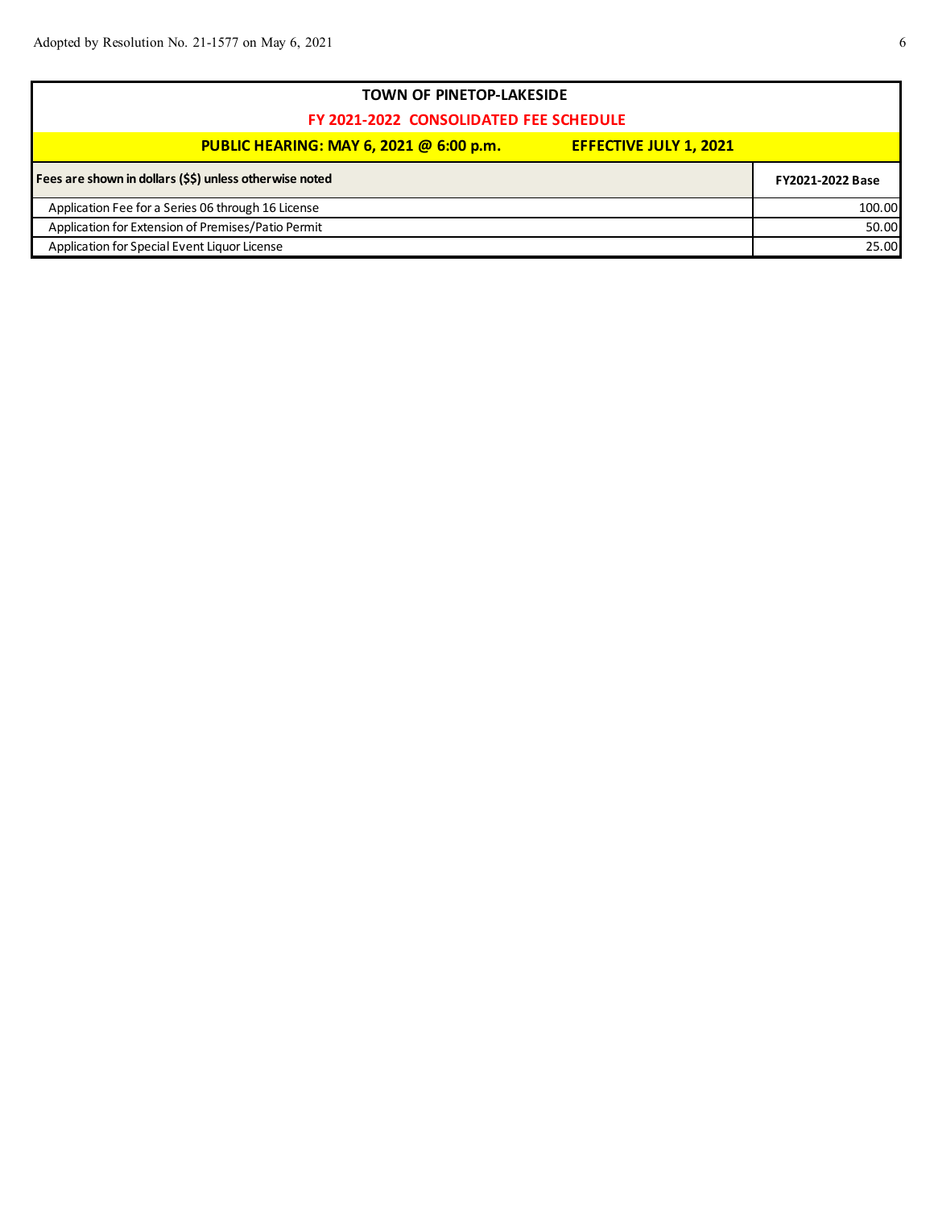## TOWN OF PINETOP-LAKESIDE

### FY 2021-2022 CONSOLIDATED FEE SCHEDULE

**PUBLIC HEARING: MAY 6, 2021 @ 6:00 p.m.** **EFFECTIVE JULY 1, 2021**

| Fees are shown in dollars ($$) unless otherwise noted | FY2021-2022 Base |
|---|---|
| Application Fee for a Series 06 through 16 License | 100.00 |
| Application for Extension of Premises/Patio Permit | 50.00 |
| Application for Special Event Liquor License | 25.00 |